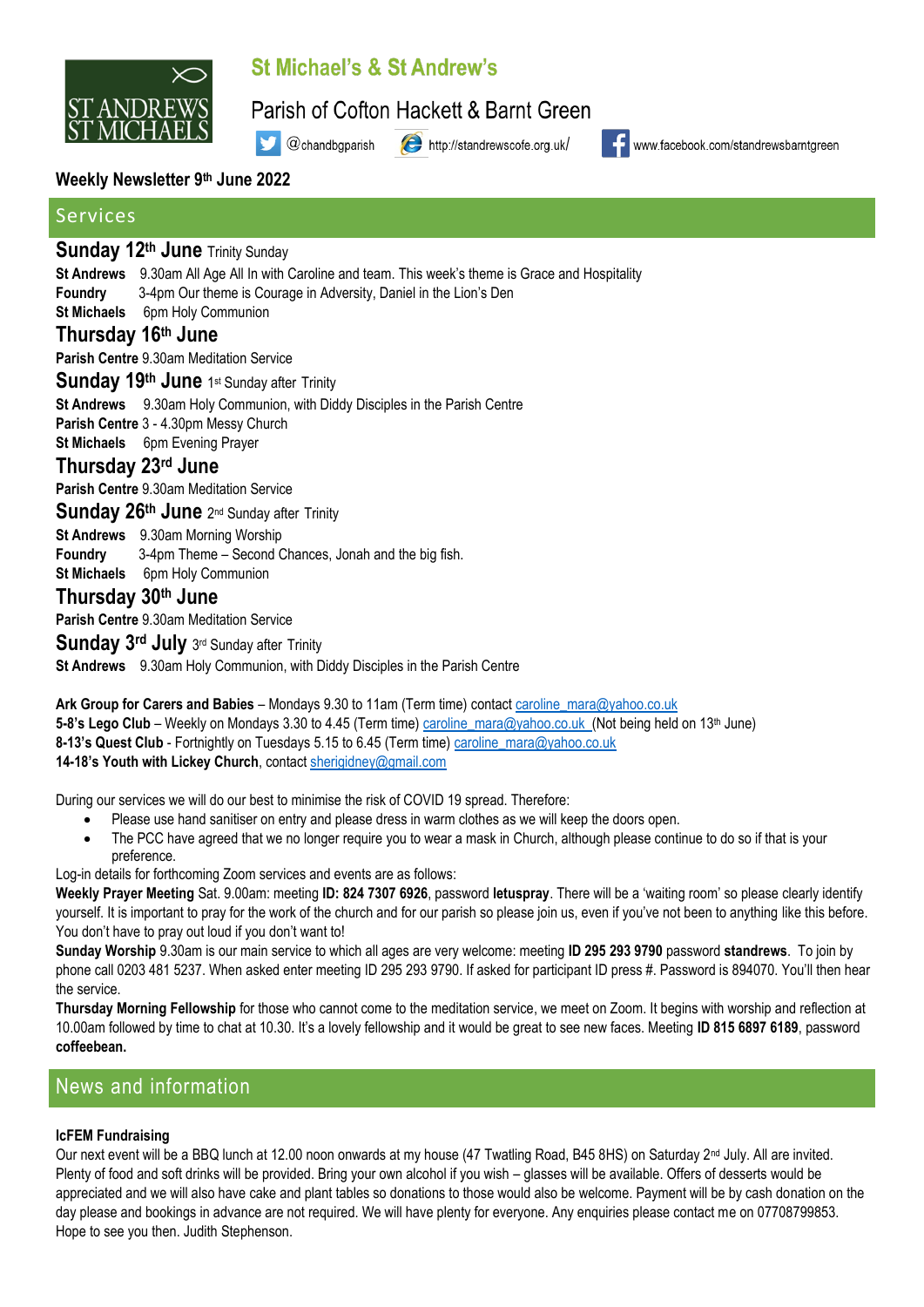# St Michael's & St Andrew's

## Parish of Cofton Hackett & Barnt Green

@chandbgparish http://standrewscofe.org.uk/ www.facebook.com/standrewsbarntgreen

**Weekly Newsletter 9th June 2022**

## Services

### Sunday 12th June Trinity Sunday

**St Andrews** 9.30am All Age All In with Caroline and team. This week's theme is Grace and Hospitality
**Foundry** 3-4pm Our theme is Courage in Adversity, Daniel in the Lion's Den
**St Michaels** 6pm Holy Communion

### Thursday 16th June

**Parish Centre** 9.30am Meditation Service

### Sunday 19th June 1st Sunday after Trinity

**St Andrews** 9.30am Holy Communion, with Diddy Disciples in the Parish Centre
**Parish Centre** 3 - 4.30pm Messy Church
**St Michaels** 6pm Evening Prayer

### Thursday 23rd June

**Parish Centre** 9.30am Meditation Service

### Sunday 26th June 2nd Sunday after Trinity

**St Andrews** 9.30am Morning Worship
**Foundry** 3-4pm Theme – Second Chances, Jonah and the big fish.
**St Michaels** 6pm Holy Communion

### Thursday 30th June

**Parish Centre** 9.30am Meditation Service

### Sunday 3rd July 3rd Sunday after Trinity

**St Andrews** 9.30am Holy Communion, with Diddy Disciples in the Parish Centre

**Ark Group for Carers and Babies** – Mondays 9.30 to 11am (Term time) contact caroline_mara@yahoo.co.uk
**5-8's Lego Club** – Weekly on Mondays 3.30 to 4.45 (Term time) caroline_mara@yahoo.co.uk (Not being held on 13th June)
**8-13's Quest Club** - Fortnightly on Tuesdays 5.15 to 6.45 (Term time) caroline_mara@yahoo.co.uk
**14-18's Youth with Lickey Church**, contact sherigidney@gmail.com

During our services we will do our best to minimise the risk of COVID 19 spread. Therefore:

- Please use hand sanitiser on entry and please dress in warm clothes as we will keep the doors open.
- The PCC have agreed that we no longer require you to wear a mask in Church, although please continue to do so if that is your preference.

Log-in details for forthcoming Zoom services and events are as follows:

**Weekly Prayer Meeting** Sat. 9.00am: meeting **ID: 824 7307 6926**, password **letuspray**. There will be a 'waiting room' so please clearly identify yourself. It is important to pray for the work of the church and for our parish so please join us, even if you've not been to anything like this before. You don't have to pray out loud if you don't want to!

**Sunday Worship** 9.30am is our main service to which all ages are very welcome: meeting **ID 295 293 9790** password **standrews**. To join by phone call 0203 481 5237. When asked enter meeting ID 295 293 9790. If asked for participant ID press #. Password is 894070. You'll then hear the service.

**Thursday Morning Fellowship** for those who cannot come to the meditation service, we meet on Zoom. It begins with worship and reflection at 10.00am followed by time to chat at 10.30. It's a lovely fellowship and it would be great to see new faces. Meeting **ID 815 6897 6189**, password **coffeebean.**

## News and information

**IcFEM Fundraising**

Our next event will be a BBQ lunch at 12.00 noon onwards at my house (47 Twatling Road, B45 8HS) on Saturday 2nd July. All are invited. Plenty of food and soft drinks will be provided. Bring your own alcohol if you wish – glasses will be available. Offers of desserts would be appreciated and we will also have cake and plant tables so donations to those would also be welcome. Payment will be by cash donation on the day please and bookings in advance are not required. We will have plenty for everyone. Any enquiries please contact me on 07708799853. Hope to see you then. Judith Stephenson.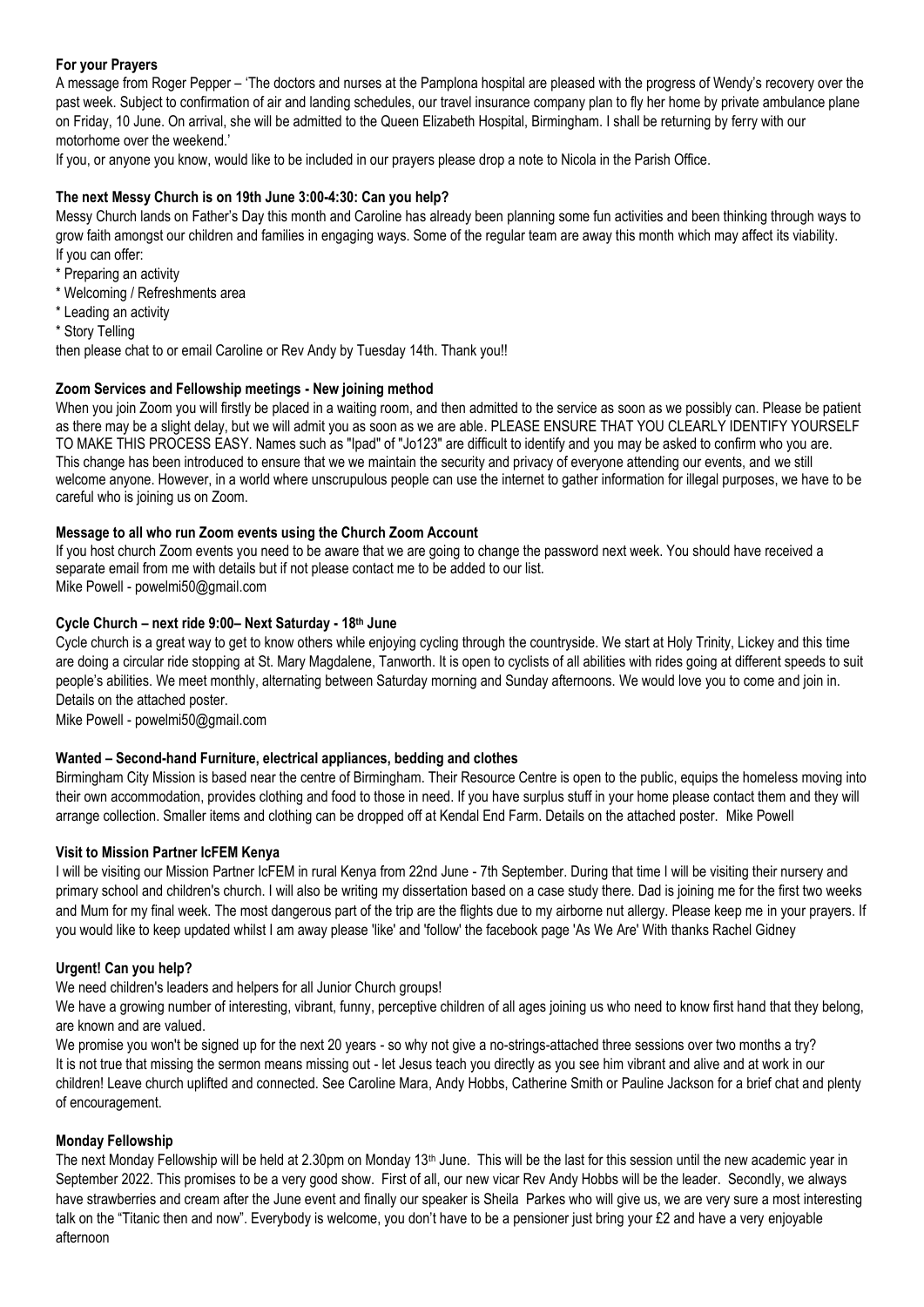**For your Prayers**

A message from Roger Pepper – 'The doctors and nurses at the Pamplona hospital are pleased with the progress of Wendy's recovery over the past week. Subject to confirmation of air and landing schedules, our travel insurance company plan to fly her home by private ambulance plane on Friday, 10 June. On arrival, she will be admitted to the Queen Elizabeth Hospital, Birmingham. I shall be returning by ferry with our motorhome over the weekend.'

If you, or anyone you know, would like to be included in our prayers please drop a note to Nicola in the Parish Office.

**The next Messy Church is on 19th June 3:00-4:30: Can you help?**

Messy Church lands on Father's Day this month and Caroline has already been planning some fun activities and been thinking through ways to grow faith amongst our children and families in engaging ways. Some of the regular team are away this month which may affect its viability.
If you can offer:

* Preparing an activity
* Welcoming / Refreshments area
* Leading an activity
* Story Telling

then please chat to or email Caroline or Rev Andy by Tuesday 14th. Thank you!!

**Zoom Services and Fellowship meetings - New joining method**

When you join Zoom you will firstly be placed in a waiting room, and then admitted to the service as soon as we possibly can. Please be patient as there may be a slight delay, but we will admit you as soon as we are able. PLEASE ENSURE THAT YOU CLEARLY IDENTIFY YOURSELF TO MAKE THIS PROCESS EASY. Names such as "Ipad" of "Jo123" are difficult to identify and you may be asked to confirm who you are. This change has been introduced to ensure that we we maintain the security and privacy of everyone attending our events, and we still welcome anyone. However, in a world where unscrupulous people can use the internet to gather information for illegal purposes, we have to be careful who is joining us on Zoom.

**Message to all who run Zoom events using the Church Zoom Account**

If you host church Zoom events you need to be aware that we are going to change the password next week. You should have received a separate email from me with details but if not please contact me to be added to our list.
Mike Powell - powelmi50@gmail.com

**Cycle Church – next ride 9:00– Next Saturday - 18th June**

Cycle church is a great way to get to know others while enjoying cycling through the countryside. We start at Holy Trinity, Lickey and this time are doing a circular ride stopping at St. Mary Magdalene, Tanworth. It is open to cyclists of all abilities with rides going at different speeds to suit people's abilities. We meet monthly, alternating between Saturday morning and Sunday afternoons. We would love you to come and join in. Details on the attached poster.

Mike Powell - powelmi50@gmail.com

**Wanted – Second-hand Furniture, electrical appliances, bedding and clothes**

Birmingham City Mission is based near the centre of Birmingham. Their Resource Centre is open to the public, equips the homeless moving into their own accommodation, provides clothing and food to those in need. If you have surplus stuff in your home please contact them and they will arrange collection. Smaller items and clothing can be dropped off at Kendal End Farm. Details on the attached poster. Mike Powell

**Visit to Mission Partner IcFEM Kenya**

I will be visiting our Mission Partner IcFEM in rural Kenya from 22nd June - 7th September. During that time I will be visiting their nursery and primary school and children's church. I will also be writing my dissertation based on a case study there. Dad is joining me for the first two weeks and Mum for my final week. The most dangerous part of the trip are the flights due to my airborne nut allergy. Please keep me in your prayers. If you would like to keep updated whilst I am away please 'like' and 'follow' the facebook page 'As We Are' With thanks Rachel Gidney

**Urgent! Can you help?**

We need children's leaders and helpers for all Junior Church groups!

We have a growing number of interesting, vibrant, funny, perceptive children of all ages joining us who need to know first hand that they belong, are known and are valued.

We promise you won't be signed up for the next 20 years - so why not give a no-strings-attached three sessions over two months a try?

It is not true that missing the sermon means missing out - let Jesus teach you directly as you see him vibrant and alive and at work in our children! Leave church uplifted and connected. See Caroline Mara, Andy Hobbs, Catherine Smith or Pauline Jackson for a brief chat and plenty of encouragement.

**Monday Fellowship**

The next Monday Fellowship will be held at 2.30pm on Monday 13th June. This will be the last for this session until the new academic year in September 2022. This promises to be a very good show. First of all, our new vicar Rev Andy Hobbs will be the leader. Secondly, we always have strawberries and cream after the June event and finally our speaker is Sheila Parkes who will give us, we are very sure a most interesting talk on the "Titanic then and now". Everybody is welcome, you don't have to be a pensioner just bring your £2 and have a very enjoyable afternoon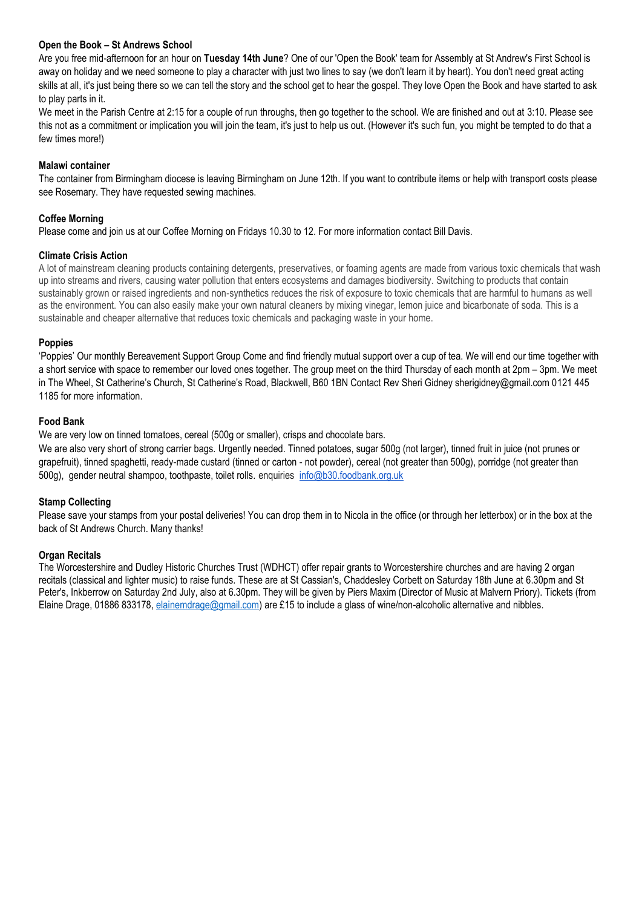**Open the Book – St Andrews School**

Are you free mid-afternoon for an hour on **Tuesday 14th June**? One of our 'Open the Book' team for Assembly at St Andrew's First School is away on holiday and we need someone to play a character with just two lines to say (we don't learn it by heart). You don't need great acting skills at all, it's just being there so we can tell the story and the school get to hear the gospel. They love Open the Book and have started to ask to play parts in it.

We meet in the Parish Centre at 2:15 for a couple of run throughs, then go together to the school. We are finished and out at 3:10. Please see this not as a commitment or implication you will join the team, it's just to help us out. (However it's such fun, you might be tempted to do that a few times more!)

**Malawi container**

The container from Birmingham diocese is leaving Birmingham on June 12th. If you want to contribute items or help with transport costs please see Rosemary. They have requested sewing machines.

**Coffee Morning**

Please come and join us at our Coffee Morning on Fridays 10.30 to 12. For more information contact Bill Davis.

**Climate Crisis Action**

A lot of mainstream cleaning products containing detergents, preservatives, or foaming agents are made from various toxic chemicals that wash up into streams and rivers, causing water pollution that enters ecosystems and damages biodiversity. Switching to products that contain sustainably grown or raised ingredients and non-synthetics reduces the risk of exposure to toxic chemicals that are harmful to humans as well as the environment. You can also easily make your own natural cleaners by mixing vinegar, lemon juice and bicarbonate of soda. This is a sustainable and cheaper alternative that reduces toxic chemicals and packaging waste in your home.

**Poppies**

'Poppies' Our monthly Bereavement Support Group Come and find friendly mutual support over a cup of tea. We will end our time together with a short service with space to remember our loved ones together. The group meet on the third Thursday of each month at 2pm – 3pm. We meet in The Wheel, St Catherine's Church, St Catherine's Road, Blackwell, B60 1BN Contact Rev Sheri Gidney sherigidney@gmail.com 0121 445 1185 for more information.

**Food Bank**

We are very low on tinned tomatoes, cereal (500g or smaller), crisps and chocolate bars.

We are also very short of strong carrier bags. Urgently needed. Tinned potatoes, sugar 500g (not larger), tinned fruit in juice (not prunes or grapefruit), tinned spaghetti, ready-made custard (tinned or carton - not powder), cereal (not greater than 500g), porridge (not greater than 500g), gender neutral shampoo, toothpaste, toilet rolls. enquiries info@b30.foodbank.org.uk

**Stamp Collecting**

Please save your stamps from your postal deliveries! You can drop them in to Nicola in the office (or through her letterbox) or in the box at the back of St Andrews Church. Many thanks!

**Organ Recitals**

The Worcestershire and Dudley Historic Churches Trust (WDHCT) offer repair grants to Worcestershire churches and are having 2 organ recitals (classical and lighter music) to raise funds. These are at St Cassian's, Chaddesley Corbett on Saturday 18th June at 6.30pm and St Peter's, Inkberrow on Saturday 2nd July, also at 6.30pm. They will be given by Piers Maxim (Director of Music at Malvern Priory). Tickets (from Elaine Drage, 01886 833178, elainemdrage@gmail.com) are £15 to include a glass of wine/non-alcoholic alternative and nibbles.